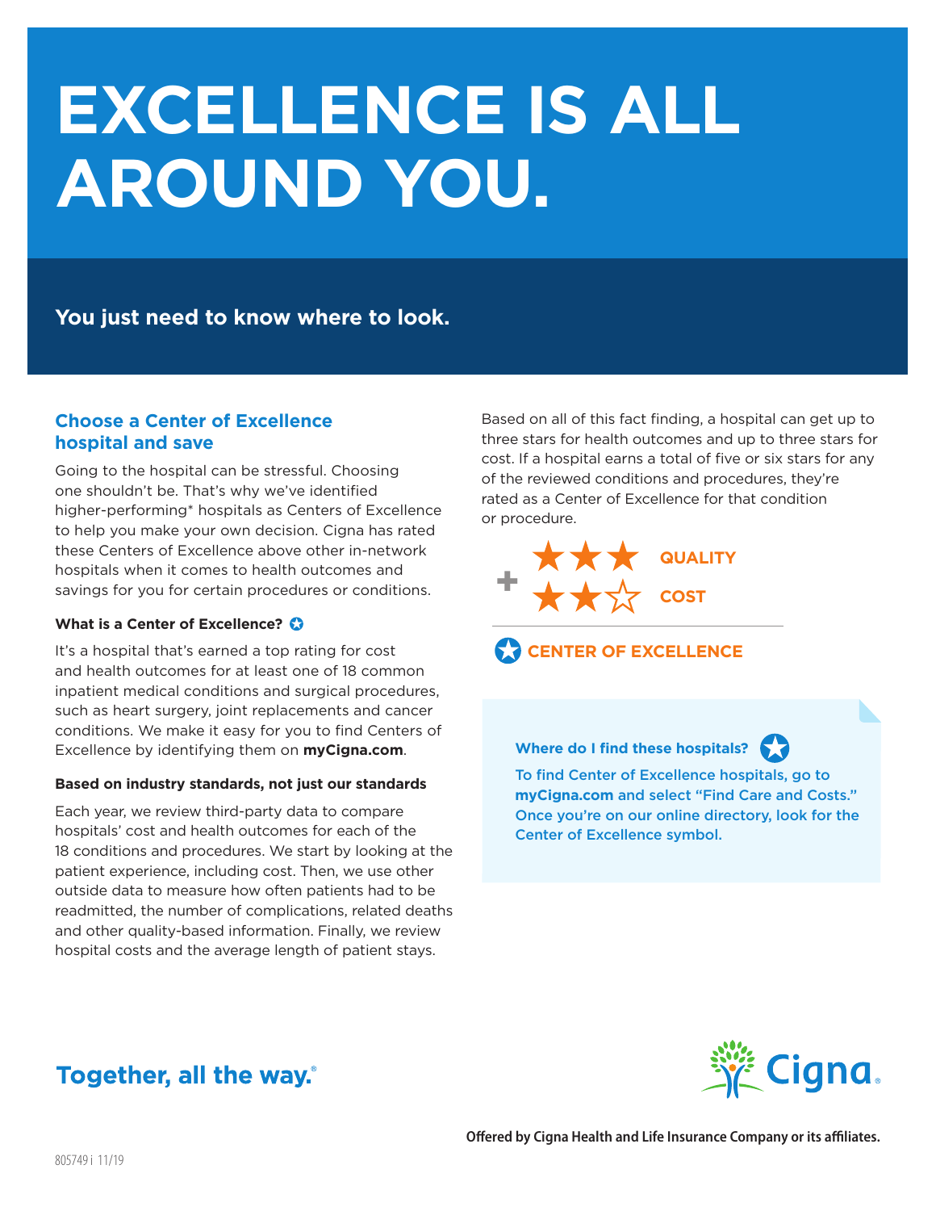# EXCELLENCE IS ALL AROUND YOU.

**You just need to know where to look.**

## Choose a Center of Excellence hospital and save

Going to the hospital can be stressful. Choosing one shouldn't be. That's why we've identified higher-performing* hospitals as Centers of Excellence to help you make your own decision. Cigna has rated these Centers of Excellence above other in-network hospitals when it comes to health outcomes and savings for you for certain procedures or conditions.

### What is a Center of Excellence?

It's a hospital that's earned a top rating for cost and health outcomes for at least one of 18 common inpatient medical conditions and surgical procedures, such as heart surgery, joint replacements and cancer conditions. We make it easy for you to find Centers of Excellence by identifying them on **myCigna.com**.

### Based on industry standards, not just our standards

Each year, we review third-party data to compare hospitals' cost and health outcomes for each of the 18 conditions and procedures. We start by looking at the patient experience, including cost. Then, we use other outside data to measure how often patients had to be readmitted, the number of complications, related deaths and other quality-based information. Finally, we review hospital costs and the average length of patient stays.

Based on all of this fact finding, a hospital can get up to three stars for health outcomes and up to three stars for cost. If a hospital earns a total of five or six stars for any of the reviewed conditions and procedures, they're rated as a Center of Excellence for that condition or procedure.

★★★ QUALITY
+ ★★☆ COST

CENTER OF EXCELLENCE

**Where do I find these hospitals?**

To find Center of Excellence hospitals, go to **myCigna.com** and select "Find Care and Costs." Once you're on our online directory, look for the Center of Excellence symbol.

Together, all the way.®

Cigna

**Offered by Cigna Health and Life Insurance Company or its affiliates.**

805749 i 11/19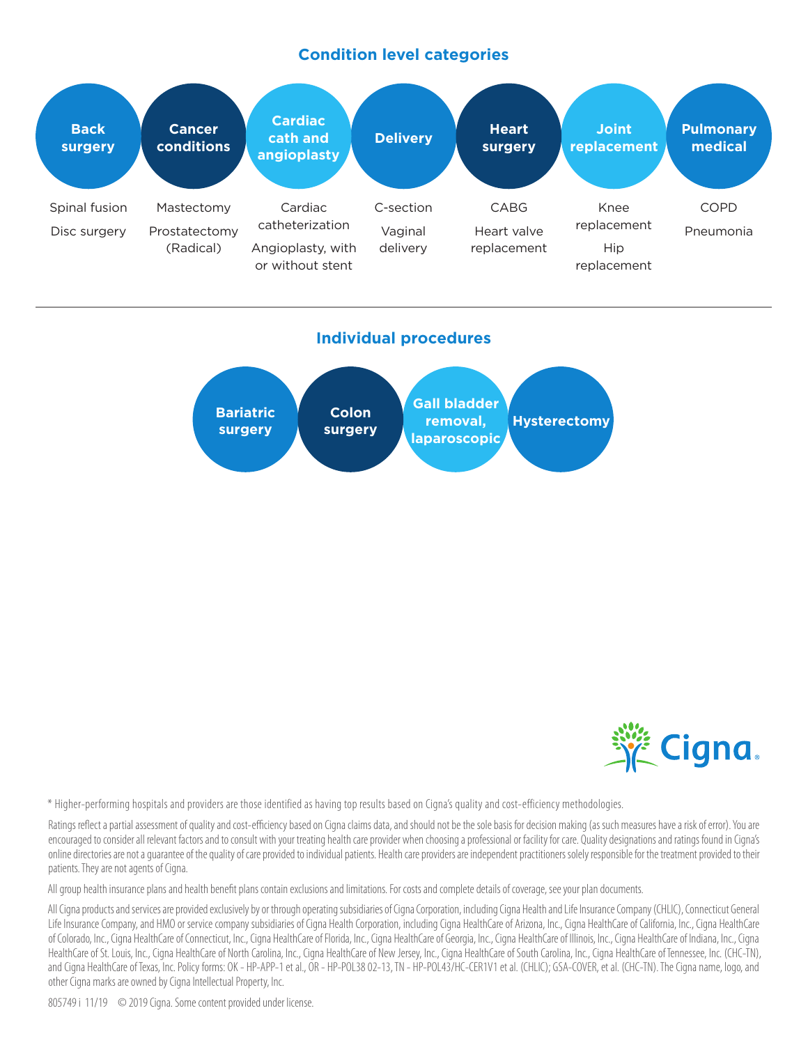## Condition level categories

**Back surgery**
- Spinal fusion
- Disc surgery

**Cancer conditions**
- Mastectomy
- Prostatectomy (Radical)

**Cardiac cath and angioplasty**
- Cardiac catheterization
- Angioplasty, with or without stent

**Delivery**
- C-section
- Vaginal delivery

**Heart surgery**
- CABG
- Heart valve replacement

**Joint replacement**
- Knee replacement
- Hip replacement

**Pulmonary medical**
- COPD
- Pneumonia

## Individual procedures

- **Bariatric surgery**
- **Colon surgery**
- **Gall bladder removal, laparoscopic**
- **Hysterectomy**

Cigna.

* Higher-performing hospitals and providers are those identified as having top results based on Cigna's quality and cost-efficiency methodologies.

Ratings reflect a partial assessment of quality and cost-efficiency based on Cigna claims data, and should not be the sole basis for decision making (as such measures have a risk of error). You are encouraged to consider all relevant factors and to consult with your treating health care provider when choosing a professional or facility for care. Quality designations and ratings found in Cigna's online directories are not a guarantee of the quality of care provided to individual patients. Health care providers are independent practitioners solely responsible for the treatment provided to their patients. They are not agents of Cigna.

All group health insurance plans and health benefit plans contain exclusions and limitations. For costs and complete details of coverage, see your plan documents.

All Cigna products and services are provided exclusively by or through operating subsidiaries of Cigna Corporation, including Cigna Health and Life Insurance Company (CHLIC), Connecticut General Life Insurance Company, and HMO or service company subsidiaries of Cigna Health Corporation, including Cigna HealthCare of Arizona, Inc., Cigna HealthCare of California, Inc., Cigna HealthCare of Colorado, Inc., Cigna HealthCare of Connecticut, Inc., Cigna HealthCare of Florida, Inc., Cigna HealthCare of Georgia, Inc., Cigna HealthCare of Illinois, Inc., Cigna HealthCare of Indiana, Inc., Cigna HealthCare of St. Louis, Inc., Cigna HealthCare of North Carolina, Inc., Cigna HealthCare of New Jersey, Inc., Cigna HealthCare of South Carolina, Inc., Cigna HealthCare of Tennessee, Inc. (CHC-TN), and Cigna HealthCare of Texas, Inc. Policy forms: OK - HP-APP-1 et al., OR - HP-POL38 02-13, TN - HP-POL43/HC-CER1V1 et al. (CHLIC); GSA-COVER, et al. (CHC-TN). The Cigna name, logo, and other Cigna marks are owned by Cigna Intellectual Property, Inc.

805749 i 11/19 © 2019 Cigna. Some content provided under license.